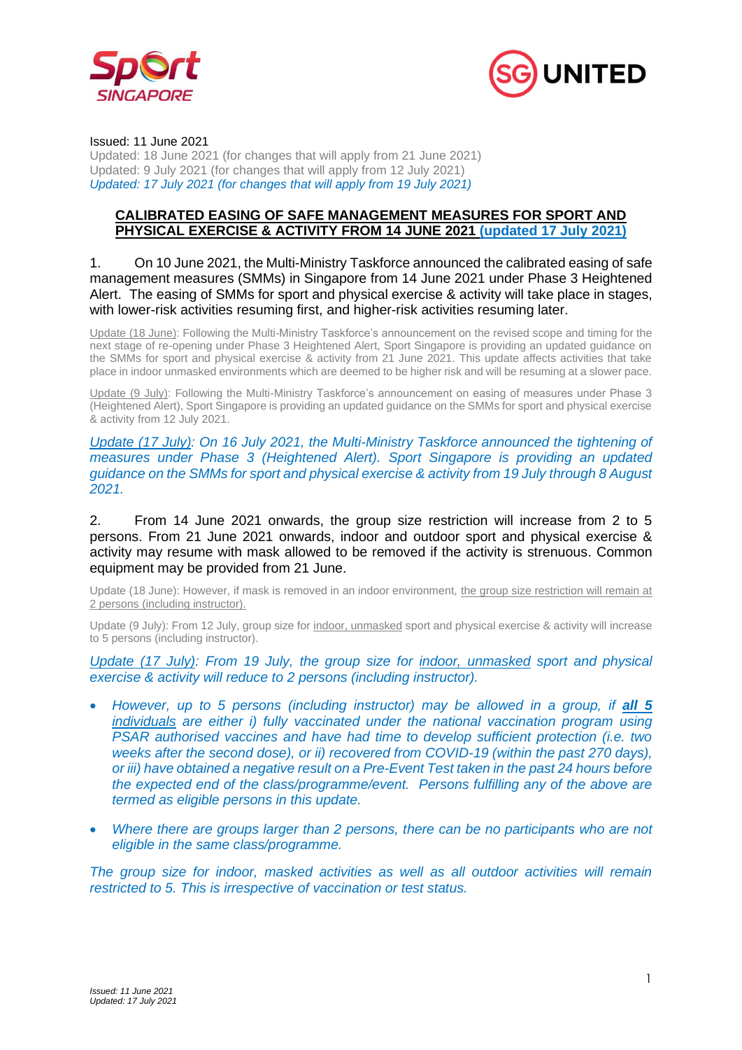Issued: 11 June 2021
Updated: 18 June 2021 (for changes that will apply from 21 June 2021)
Updated: 9 July 2021 (for changes that will apply from 12 July 2021)
*Updated: 17 July 2021 (for changes that will apply from 19 July 2021)*

## CALIBRATED EASING OF SAFE MANAGEMENT MEASURES FOR SPORT AND PHYSICAL EXERCISE & ACTIVITY FROM 14 JUNE 2021 (updated 17 July 2021)

1. On 10 June 2021, the Multi-Ministry Taskforce announced the calibrated easing of safe management measures (SMMs) in Singapore from 14 June 2021 under Phase 3 Heightened Alert. The easing of SMMs for sport and physical exercise & activity will take place in stages, with lower-risk activities resuming first, and higher-risk activities resuming later.

Update (18 June): Following the Multi-Ministry Taskforce's announcement on the revised scope and timing for the next stage of re-opening under Phase 3 Heightened Alert, Sport Singapore is providing an updated guidance on the SMMs for sport and physical exercise & activity from 21 June 2021. This update affects activities that take place in indoor unmasked environments which are deemed to be higher risk and will be resuming at a slower pace.

Update (9 July): Following the Multi-Ministry Taskforce's announcement on easing of measures under Phase 3 (Heightened Alert), Sport Singapore is providing an updated guidance on the SMMs for sport and physical exercise & activity from 12 July 2021.

*Update (17 July): On 16 July 2021, the Multi-Ministry Taskforce announced the tightening of measures under Phase 3 (Heightened Alert). Sport Singapore is providing an updated guidance on the SMMs for sport and physical exercise & activity from 19 July through 8 August 2021.*

2. From 14 June 2021 onwards, the group size restriction will increase from 2 to 5 persons. From 21 June 2021 onwards, indoor and outdoor sport and physical exercise & activity may resume with mask allowed to be removed if the activity is strenuous. Common equipment may be provided from 21 June.

Update (18 June): However, if mask is removed in an indoor environment, the group size restriction will remain at 2 persons (including instructor).

Update (9 July): From 12 July, group size for indoor, unmasked sport and physical exercise & activity will increase to 5 persons (including instructor).

*Update (17 July): From 19 July, the group size for indoor, unmasked sport and physical exercise & activity will reduce to 2 persons (including instructor).*

- *However, up to 5 persons (including instructor) may be allowed in a group, if **all 5 individuals** are either i) fully vaccinated under the national vaccination program using PSAR authorised vaccines and have had time to develop sufficient protection (i.e. two weeks after the second dose), or ii) recovered from COVID-19 (within the past 270 days), or iii) have obtained a negative result on a Pre-Event Test taken in the past 24 hours before the expected end of the class/programme/event. Persons fulfilling any of the above are termed as eligible persons in this update.*
- *Where there are groups larger than 2 persons, there can be no participants who are not eligible in the same class/programme.*

*The group size for indoor, masked activities as well as all outdoor activities will remain restricted to 5. This is irrespective of vaccination or test status.*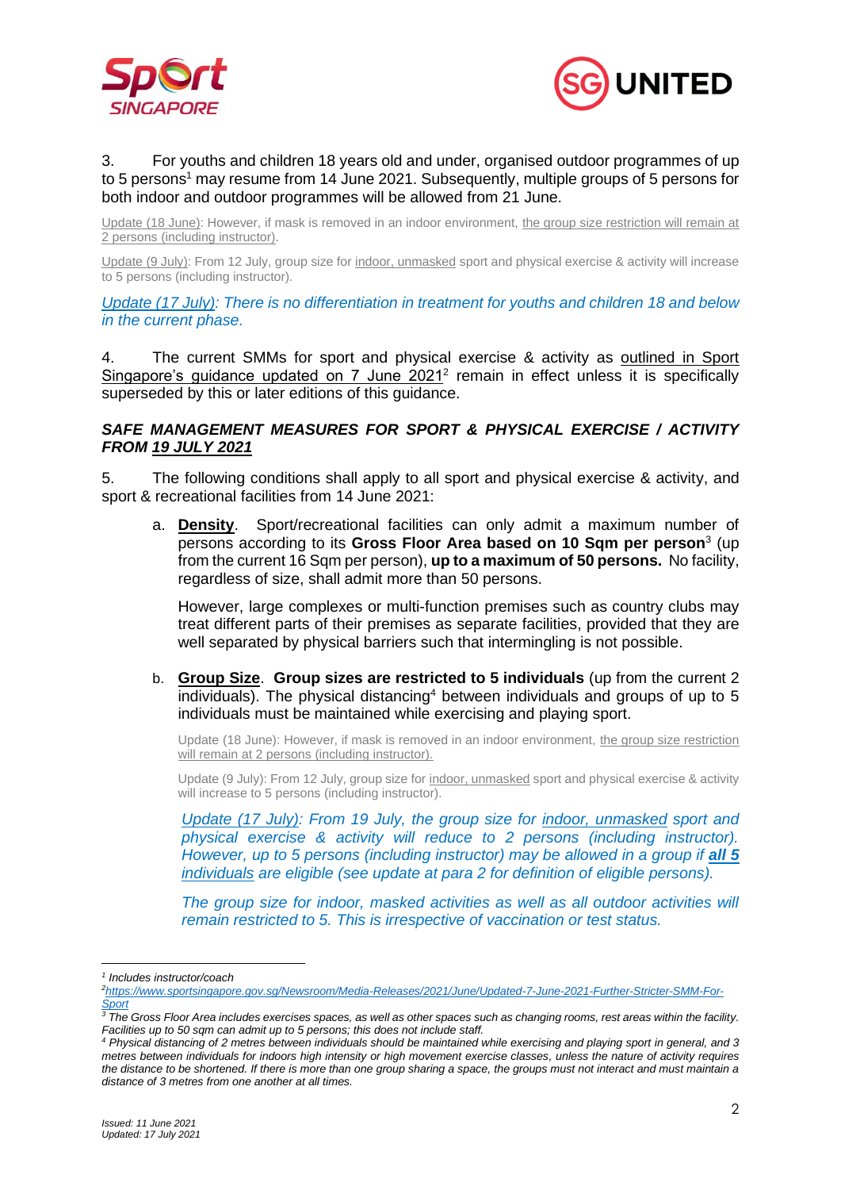3. For youths and children 18 years old and under, organised outdoor programmes of up to 5 persons[1] may resume from 14 June 2021. Subsequently, multiple groups of 5 persons for both indoor and outdoor programmes will be allowed from 21 June.

Update (18 June): However, if mask is removed in an indoor environment, the group size restriction will remain at 2 persons (including instructor).

Update (9 July): From 12 July, group size for indoor, unmasked sport and physical exercise & activity will increase to 5 persons (including instructor).

*Update (17 July): There is no differentiation in treatment for youths and children 18 and below in the current phase.*

4. The current SMMs for sport and physical exercise & activity as outlined in Sport Singapore's guidance updated on 7 June 2021[2] remain in effect unless it is specifically superseded by this or later editions of this guidance.

***SAFE MANAGEMENT MEASURES FOR SPORT & PHYSICAL EXERCISE / ACTIVITY FROM 19 JULY 2021***

5. The following conditions shall apply to all sport and physical exercise & activity, and sport & recreational facilities from 14 June 2021:

a. **Density**. Sport/recreational facilities can only admit a maximum number of persons according to its **Gross Floor Area based on 10 Sqm per person**[3] (up from the current 16 Sqm per person), **up to a maximum of 50 persons.** No facility, regardless of size, shall admit more than 50 persons.

   However, large complexes or multi-function premises such as country clubs may treat different parts of their premises as separate facilities, provided that they are well separated by physical barriers such that intermingling is not possible.

b. **Group Size**. **Group sizes are restricted to 5 individuals** (up from the current 2 individuals). The physical distancing[4] between individuals and groups of up to 5 individuals must be maintained while exercising and playing sport.

   Update (18 June): However, if mask is removed in an indoor environment, the group size restriction will remain at 2 persons (including instructor).

   Update (9 July): From 12 July, group size for indoor, unmasked sport and physical exercise & activity will increase to 5 persons (including instructor).

   *Update (17 July): From 19 July, the group size for indoor, unmasked sport and physical exercise & activity will reduce to 2 persons (including instructor). However, up to 5 persons (including instructor) may be allowed in a group if **all 5 individuals** are eligible (see update at para 2 for definition of eligible persons).*

   *The group size for indoor, masked activities as well as all outdoor activities will remain restricted to 5. This is irrespective of vaccination or test status.*

---

*[1] Includes instructor/coach*

*[2] https://www.sportsingapore.gov.sg/Newsroom/Media-Releases/2021/June/Updated-7-June-2021-Further-Stricter-SMM-For-Sport*

*[3] The Gross Floor Area includes exercises spaces, as well as other spaces such as changing rooms, rest areas within the facility. Facilities up to 50 sqm can admit up to 5 persons; this does not include staff.*

*[4] Physical distancing of 2 metres between individuals should be maintained while exercising and playing sport in general, and 3 metres between individuals for indoors high intensity or high movement exercise classes, unless the nature of activity requires the distance to be shortened. If there is more than one group sharing a space, the groups must not interact and must maintain a distance of 3 metres from one another at all times.*

*Issued: 11 June 2021*
*Updated: 17 July 2021*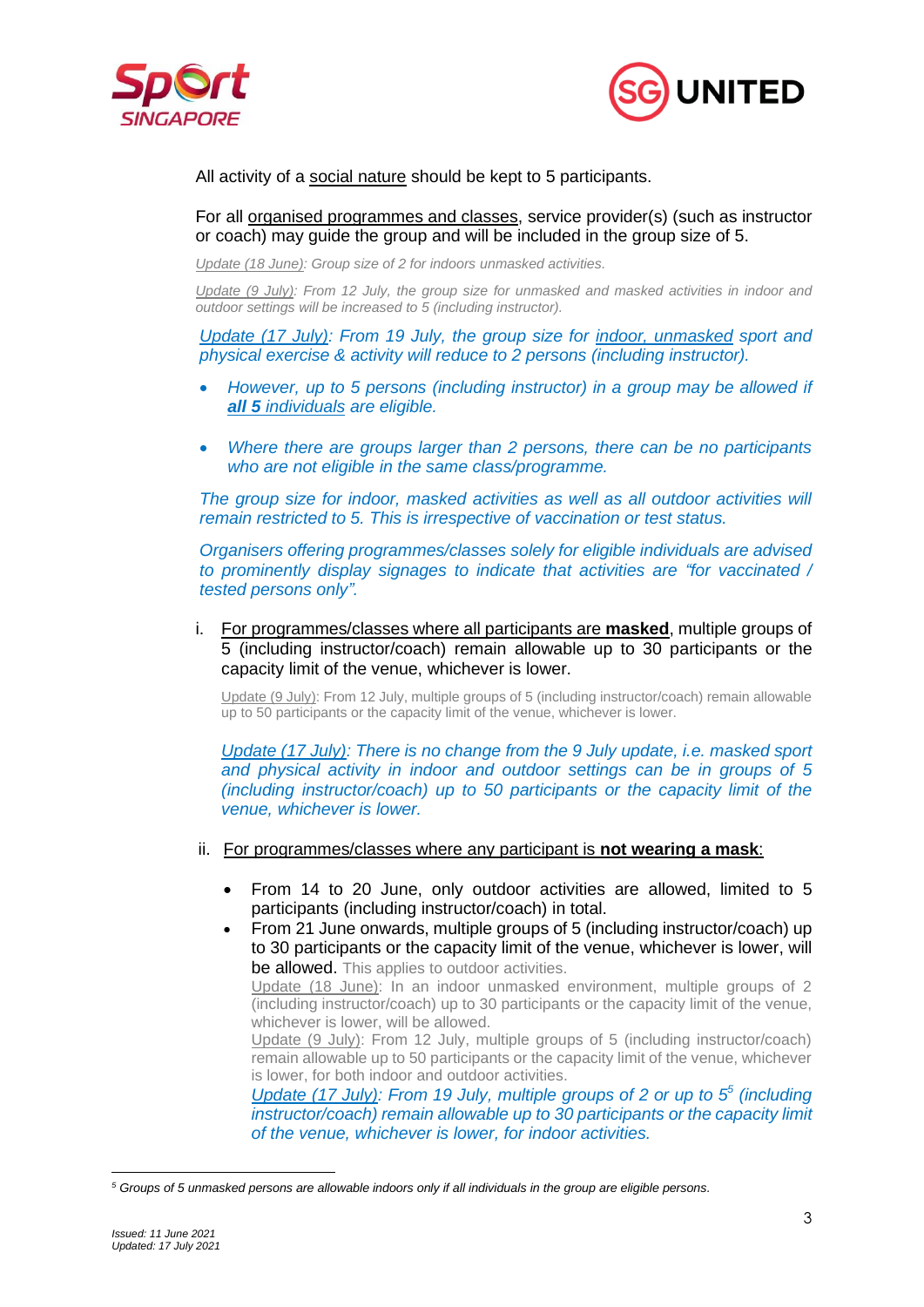All activity of a social nature should be kept to 5 participants.

For all organised programmes and classes, service provider(s) (such as instructor or coach) may guide the group and will be included in the group size of 5.

*Update (18 June): Group size of 2 for indoors unmasked activities.*

*Update (9 July): From 12 July, the group size for unmasked and masked activities in indoor and outdoor settings will be increased to 5 (including instructor).*

*Update (17 July): From 19 July, the group size for indoor, unmasked sport and physical exercise & activity will reduce to 2 persons (including instructor).*

- *However, up to 5 persons (including instructor) in a group may be allowed if **all 5** individuals are eligible.*
- *Where there are groups larger than 2 persons, there can be no participants who are not eligible in the same class/programme.*

*The group size for indoor, masked activities as well as all outdoor activities will remain restricted to 5. This is irrespective of vaccination or test status.*

*Organisers offering programmes/classes solely for eligible individuals are advised to prominently display signages to indicate that activities are "for vaccinated / tested persons only".*

i. For programmes/classes where all participants are **masked**, multiple groups of 5 (including instructor/coach) remain allowable up to 30 participants or the capacity limit of the venue, whichever is lower.

   Update (9 July): From 12 July, multiple groups of 5 (including instructor/coach) remain allowable up to 50 participants or the capacity limit of the venue, whichever is lower.

   *Update (17 July): There is no change from the 9 July update, i.e. masked sport and physical activity in indoor and outdoor settings can be in groups of 5 (including instructor/coach) up to 50 participants or the capacity limit of the venue, whichever is lower.*

ii. For programmes/classes where any participant is **not wearing a mask**:

   - From 14 to 20 June, only outdoor activities are allowed, limited to 5 participants (including instructor/coach) in total.
   - From 21 June onwards, multiple groups of 5 (including instructor/coach) up to 30 participants or the capacity limit of the venue, whichever is lower, will be allowed. This applies to outdoor activities.
     Update (18 June): In an indoor unmasked environment, multiple groups of 2 (including instructor/coach) up to 30 participants or the capacity limit of the venue, whichever is lower, will be allowed.
     Update (9 July): From 12 July, multiple groups of 5 (including instructor/coach) remain allowable up to 50 participants or the capacity limit of the venue, whichever is lower, for both indoor and outdoor activities.
     *Update (17 July): From 19 July, multiple groups of 2 or up to 5[5] (including instructor/coach) remain allowable up to 30 participants or the capacity limit of the venue, whichever is lower, for indoor activities.*

[5] *Groups of 5 unmasked persons are allowable indoors only if all individuals in the group are eligible persons.*

*Issued: 11 June 2021*
*Updated: 17 July 2021*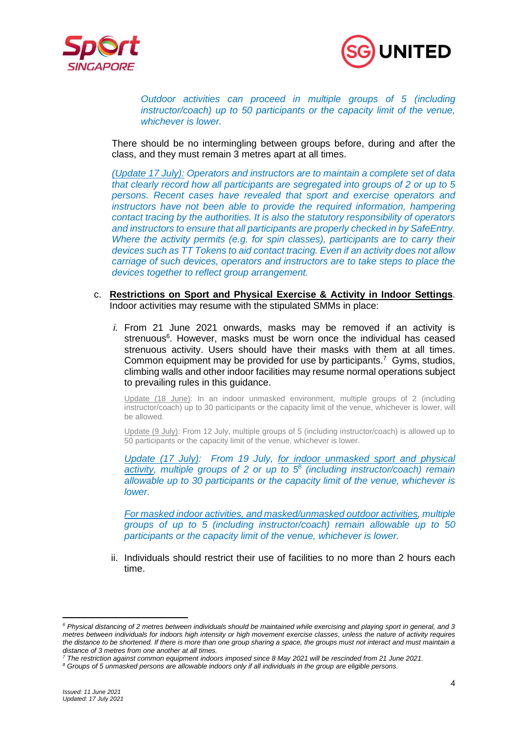*Outdoor activities can proceed in multiple groups of 5 (including instructor/coach) up to 50 participants or the capacity limit of the venue, whichever is lower.*

There should be no intermingling between groups before, during and after the class, and they must remain 3 metres apart at all times.

*(Update 17 July): Operators and instructors are to maintain a complete set of data that clearly record how all participants are segregated into groups of 2 or up to 5 persons. Recent cases have revealed that sport and exercise operators and instructors have not been able to provide the required information, hampering contact tracing by the authorities. It is also the statutory responsibility of operators and instructors to ensure that all participants are properly checked in by SafeEntry. Where the activity permits (e.g. for spin classes), participants are to carry their devices such as TT Tokens to aid contact tracing. Even if an activity does not allow carriage of such devices, operators and instructors are to take steps to place the devices together to reflect group arrangement.*

c. **Restrictions on Sport and Physical Exercise & Activity in Indoor Settings**. Indoor activities may resume with the stipulated SMMs in place:

   i. From 21 June 2021 onwards, masks may be removed if an activity is strenuous[6]. However, masks must be worn once the individual has ceased strenuous activity. Users should have their masks with them at all times. Common equipment may be provided for use by participants.[7] Gyms, studios, climbing walls and other indoor facilities may resume normal operations subject to prevailing rules in this guidance.

   Update (18 June): In an indoor unmasked environment, multiple groups of 2 (including instructor/coach) up to 30 participants or the capacity limit of the venue, whichever is lower, will be allowed.

   Update (9 July): From 12 July, multiple groups of 5 (including instructor/coach) is allowed up to 50 participants or the capacity limit of the venue, whichever is lower.

   *Update (17 July): From 19 July, for indoor unmasked sport and physical activity, multiple groups of 2 or up to 5[8] (including instructor/coach) remain allowable up to 30 participants or the capacity limit of the venue, whichever is lower.*

   *For masked indoor activities, and masked/unmasked outdoor activities, multiple groups of up to 5 (including instructor/coach) remain allowable up to 50 participants or the capacity limit of the venue, whichever is lower.*

   ii. Individuals should restrict their use of facilities to no more than 2 hours each time.

---

[6] *Physical distancing of 2 metres between individuals should be maintained while exercising and playing sport in general, and 3 metres between individuals for indoors high intensity or high movement exercise classes, unless the nature of activity requires the distance to be shortened. If there is more than one group sharing a space, the groups must not interact and must maintain a distance of 3 metres from one another at all times.*

[7] *The restriction against common equipment indoors imposed since 8 May 2021 will be rescinded from 21 June 2021.*

[8] *Groups of 5 unmasked persons are allowable indoors only if all individuals in the group are eligible persons.*

*Issued: 11 June 2021*
*Updated: 17 July 2021*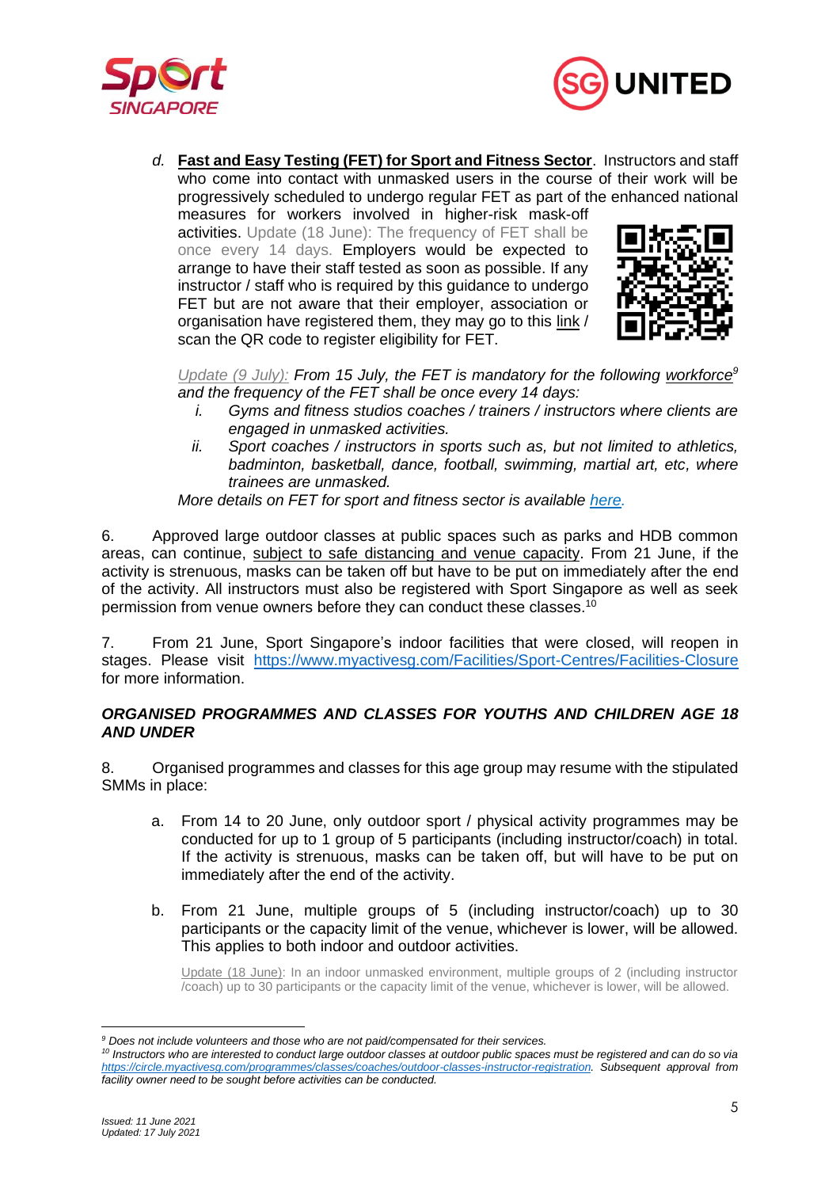d. **Fast and Easy Testing (FET) for Sport and Fitness Sector**. Instructors and staff who come into contact with unmasked users in the course of their work will be progressively scheduled to undergo regular FET as part of the enhanced national measures for workers involved in higher-risk mask-off activities. Update (18 June): The frequency of FET shall be once every 14 days. Employers would be expected to arrange to have their staff tested as soon as possible. If any instructor / staff who is required by this guidance to undergo FET but are not aware that their employer, association or organisation have registered them, they may go to this link / scan the QR code to register eligibility for FET.

*Update (9 July): From 15 July, the FET is mandatory for the following workforce[9] and the frequency of the FET shall be once every 14 days:*

- *i. Gyms and fitness studios coaches / trainers / instructors where clients are engaged in unmasked activities.*
- *ii. Sport coaches / instructors in sports such as, but not limited to athletics, badminton, basketball, dance, football, swimming, martial art, etc, where trainees are unmasked.*

*More details on FET for sport and fitness sector is available here.*

6. Approved large outdoor classes at public spaces such as parks and HDB common areas, can continue, subject to safe distancing and venue capacity. From 21 June, if the activity is strenuous, masks can be taken off but have to be put on immediately after the end of the activity. All instructors must also be registered with Sport Singapore as well as seek permission from venue owners before they can conduct these classes.[10]

7. From 21 June, Sport Singapore's indoor facilities that were closed, will reopen in stages. Please visit https://www.myactivesg.com/Facilities/Sport-Centres/Facilities-Closure for more information.

### *ORGANISED PROGRAMMES AND CLASSES FOR YOUTHS AND CHILDREN AGE 18 AND UNDER*

8. Organised programmes and classes for this age group may resume with the stipulated SMMs in place:

   a. From 14 to 20 June, only outdoor sport / physical activity programmes may be conducted for up to 1 group of 5 participants (including instructor/coach) in total. If the activity is strenuous, masks can be taken off, but will have to be put on immediately after the end of the activity.

   b. From 21 June, multiple groups of 5 (including instructor/coach) up to 30 participants or the capacity limit of the venue, whichever is lower, will be allowed. This applies to both indoor and outdoor activities.

   Update (18 June): In an indoor unmasked environment, multiple groups of 2 (including instructor /coach) up to 30 participants or the capacity limit of the venue, whichever is lower, will be allowed.

---

*[9] Does not include volunteers and those who are not paid/compensated for their services.*

*[10] Instructors who are interested to conduct large outdoor classes at outdoor public spaces must be registered and can do so via https://circle.myactivesg.com/programmes/classes/coaches/outdoor-classes-instructor-registration. Subsequent approval from facility owner need to be sought before activities can be conducted.*

*Issued: 11 June 2021*
*Updated: 17 July 2021*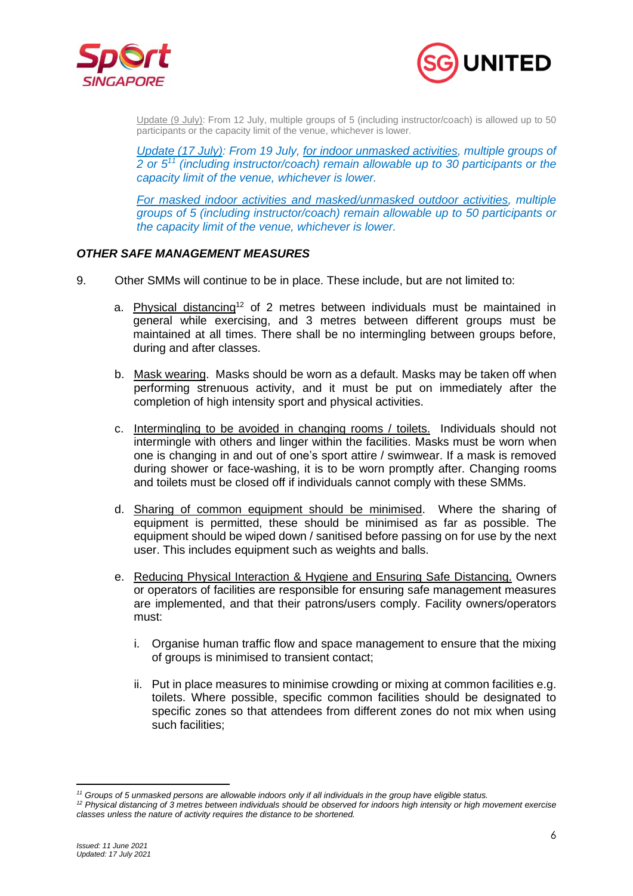Update (9 July): From 12 July, multiple groups of 5 (including instructor/coach) is allowed up to 50 participants or the capacity limit of the venue, whichever is lower.

*Update (17 July): From 19 July, for indoor unmasked activities, multiple groups of 2 or 5[11] (including instructor/coach) remain allowable up to 30 participants or the capacity limit of the venue, whichever is lower.*

*For masked indoor activities and masked/unmasked outdoor activities, multiple groups of 5 (including instructor/coach) remain allowable up to 50 participants or the capacity limit of the venue, whichever is lower.*

### *OTHER SAFE MANAGEMENT MEASURES*

9. Other SMMs will continue to be in place. These include, but are not limited to:

   a. Physical distancing[12] of 2 metres between individuals must be maintained in general while exercising, and 3 metres between different groups must be maintained at all times. There shall be no intermingling between groups before, during and after classes.

   b. Mask wearing. Masks should be worn as a default. Masks may be taken off when performing strenuous activity, and it must be put on immediately after the completion of high intensity sport and physical activities.

   c. Intermingling to be avoided in changing rooms / toilets. Individuals should not intermingle with others and linger within the facilities. Masks must be worn when one is changing in and out of one's sport attire / swimwear. If a mask is removed during shower or face-washing, it is to be worn promptly after. Changing rooms and toilets must be closed off if individuals cannot comply with these SMMs.

   d. Sharing of common equipment should be minimised. Where the sharing of equipment is permitted, these should be minimised as far as possible. The equipment should be wiped down / sanitised before passing on for use by the next user. This includes equipment such as weights and balls.

   e. Reducing Physical Interaction & Hygiene and Ensuring Safe Distancing. Owners or operators of facilities are responsible for ensuring safe management measures are implemented, and that their patrons/users comply. Facility owners/operators must:

      i. Organise human traffic flow and space management to ensure that the mixing of groups is minimised to transient contact;

      ii. Put in place measures to minimise crowding or mixing at common facilities e.g. toilets. Where possible, specific common facilities should be designated to specific zones so that attendees from different zones do not mix when using such facilities;

---

*[11] Groups of 5 unmasked persons are allowable indoors only if all individuals in the group have eligible status.*

*[12] Physical distancing of 3 metres between individuals should be observed for indoors high intensity or high movement exercise classes unless the nature of activity requires the distance to be shortened.*

*Issued: 11 June 2021*
*Updated: 17 July 2021*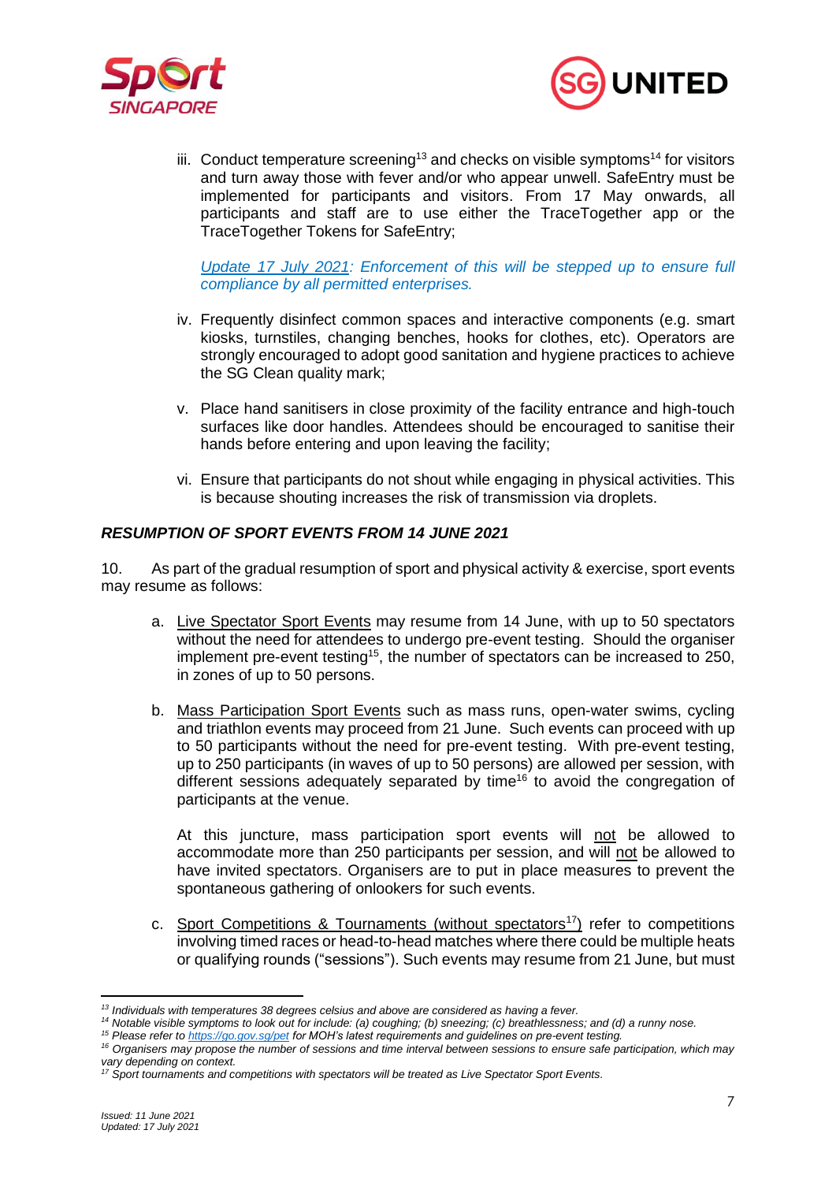iii. Conduct temperature screening[13] and checks on visible symptoms[14] for visitors and turn away those with fever and/or who appear unwell. SafeEntry must be implemented for participants and visitors. From 17 May onwards, all participants and staff are to use either the TraceTogether app or the TraceTogether Tokens for SafeEntry;

*Update 17 July 2021: Enforcement of this will be stepped up to ensure full compliance by all permitted enterprises.*

iv. Frequently disinfect common spaces and interactive components (e.g. smart kiosks, turnstiles, changing benches, hooks for clothes, etc). Operators are strongly encouraged to adopt good sanitation and hygiene practices to achieve the SG Clean quality mark;

v. Place hand sanitisers in close proximity of the facility entrance and high-touch surfaces like door handles. Attendees should be encouraged to sanitise their hands before entering and upon leaving the facility;

vi. Ensure that participants do not shout while engaging in physical activities. This is because shouting increases the risk of transmission via droplets.

## *RESUMPTION OF SPORT EVENTS FROM 14 JUNE 2021*

10. As part of the gradual resumption of sport and physical activity & exercise, sport events may resume as follows:

a. Live Spectator Sport Events may resume from 14 June, with up to 50 spectators without the need for attendees to undergo pre-event testing. Should the organiser implement pre-event testing[15], the number of spectators can be increased to 250, in zones of up to 50 persons.

b. Mass Participation Sport Events such as mass runs, open-water swims, cycling and triathlon events may proceed from 21 June. Such events can proceed with up to 50 participants without the need for pre-event testing. With pre-event testing, up to 250 participants (in waves of up to 50 persons) are allowed per session, with different sessions adequately separated by time[16] to avoid the congregation of participants at the venue.

At this juncture, mass participation sport events will not be allowed to accommodate more than 250 participants per session, and will not be allowed to have invited spectators. Organisers are to put in place measures to prevent the spontaneous gathering of onlookers for such events.

c. Sport Competitions & Tournaments (without spectators[17]) refer to competitions involving timed races or head-to-head matches where there could be multiple heats or qualifying rounds ("sessions"). Such events may resume from 21 June, but must

---

[13] *Individuals with temperatures 38 degrees celsius and above are considered as having a fever.*

[14] *Notable visible symptoms to look out for include: (a) coughing; (b) sneezing; (c) breathlessness; and (d) a runny nose.*

[15] *Please refer to https://go.gov.sg/pet for MOH's latest requirements and guidelines on pre-event testing.*

[16] *Organisers may propose the number of sessions and time interval between sessions to ensure safe participation, which may vary depending on context.*

[17] *Sport tournaments and competitions with spectators will be treated as Live Spectator Sport Events.*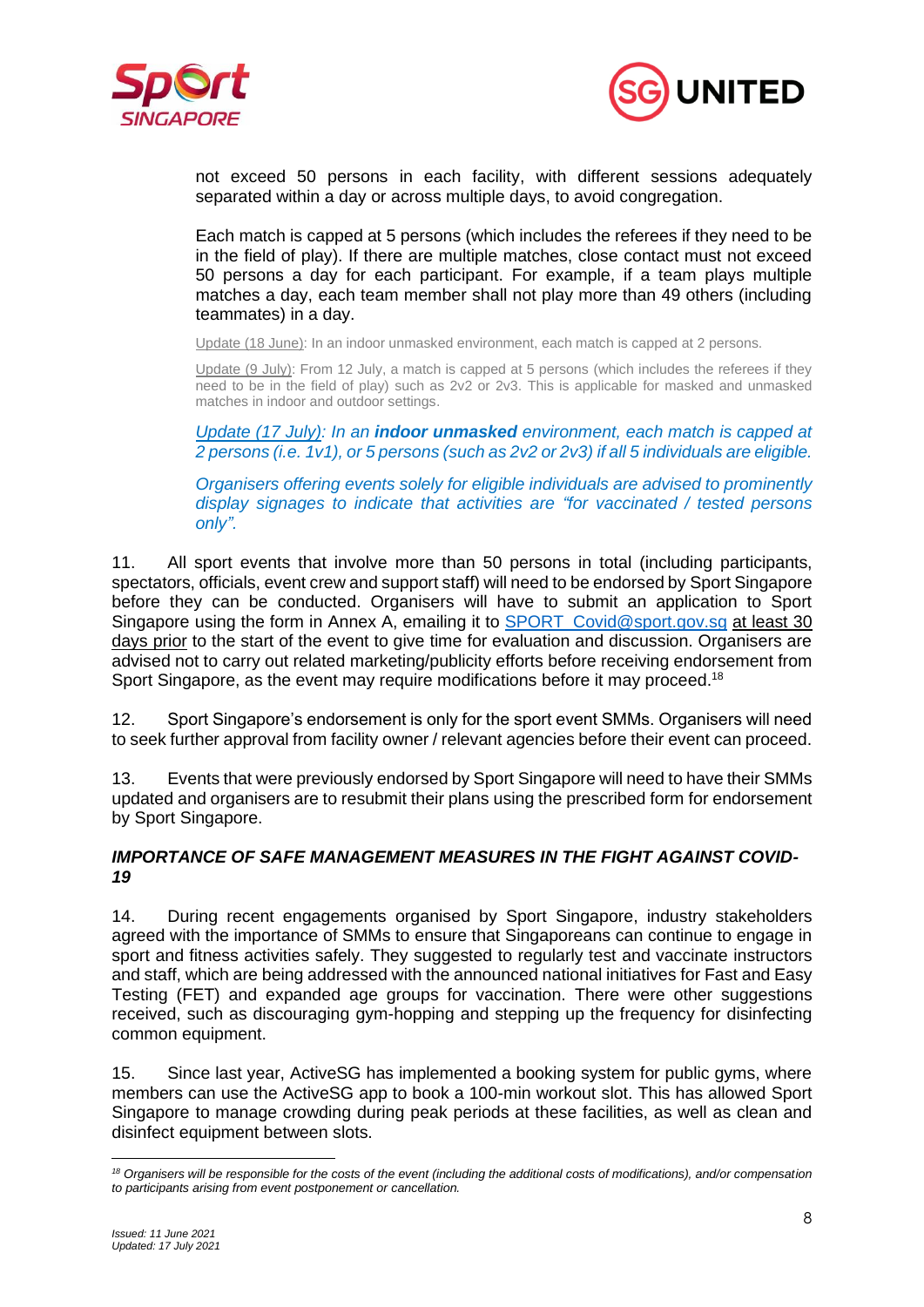not exceed 50 persons in each facility, with different sessions adequately separated within a day or across multiple days, to avoid congregation.

Each match is capped at 5 persons (which includes the referees if they need to be in the field of play). If there are multiple matches, close contact must not exceed 50 persons a day for each participant. For example, if a team plays multiple matches a day, each team member shall not play more than 49 others (including teammates) in a day.

Update (18 June): In an indoor unmasked environment, each match is capped at 2 persons.

Update (9 July): From 12 July, a match is capped at 5 persons (which includes the referees if they need to be in the field of play) such as 2v2 or 2v3. This is applicable for masked and unmasked matches in indoor and outdoor settings.

*Update (17 July): In an **indoor unmasked** environment, each match is capped at 2 persons (i.e. 1v1), or 5 persons (such as 2v2 or 2v3) if all 5 individuals are eligible.*

*Organisers offering events solely for eligible individuals are advised to prominently display signages to indicate that activities are "for vaccinated / tested persons only".*

11. All sport events that involve more than 50 persons in total (including participants, spectators, officials, event crew and support staff) will need to be endorsed by Sport Singapore before they can be conducted. Organisers will have to submit an application to Sport Singapore using the form in Annex A, emailing it to SPORT_Covid@sport.gov.sg at least 30 days prior to the start of the event to give time for evaluation and discussion. Organisers are advised not to carry out related marketing/publicity efforts before receiving endorsement from Sport Singapore, as the event may require modifications before it may proceed.[18]

12. Sport Singapore's endorsement is only for the sport event SMMs. Organisers will need to seek further approval from facility owner / relevant agencies before their event can proceed.

13. Events that were previously endorsed by Sport Singapore will need to have their SMMs updated and organisers are to resubmit their plans using the prescribed form for endorsement by Sport Singapore.

### *IMPORTANCE OF SAFE MANAGEMENT MEASURES IN THE FIGHT AGAINST COVID-19*

14. During recent engagements organised by Sport Singapore, industry stakeholders agreed with the importance of SMMs to ensure that Singaporeans can continue to engage in sport and fitness activities safely. They suggested to regularly test and vaccinate instructors and staff, which are being addressed with the announced national initiatives for Fast and Easy Testing (FET) and expanded age groups for vaccination. There were other suggestions received, such as discouraging gym-hopping and stepping up the frequency for disinfecting common equipment.

15. Since last year, ActiveSG has implemented a booking system for public gyms, where members can use the ActiveSG app to book a 100-min workout slot. This has allowed Sport Singapore to manage crowding during peak periods at these facilities, as well as clean and disinfect equipment between slots.

---

*[18] Organisers will be responsible for the costs of the event (including the additional costs of modifications), and/or compensation to participants arising from event postponement or cancellation.*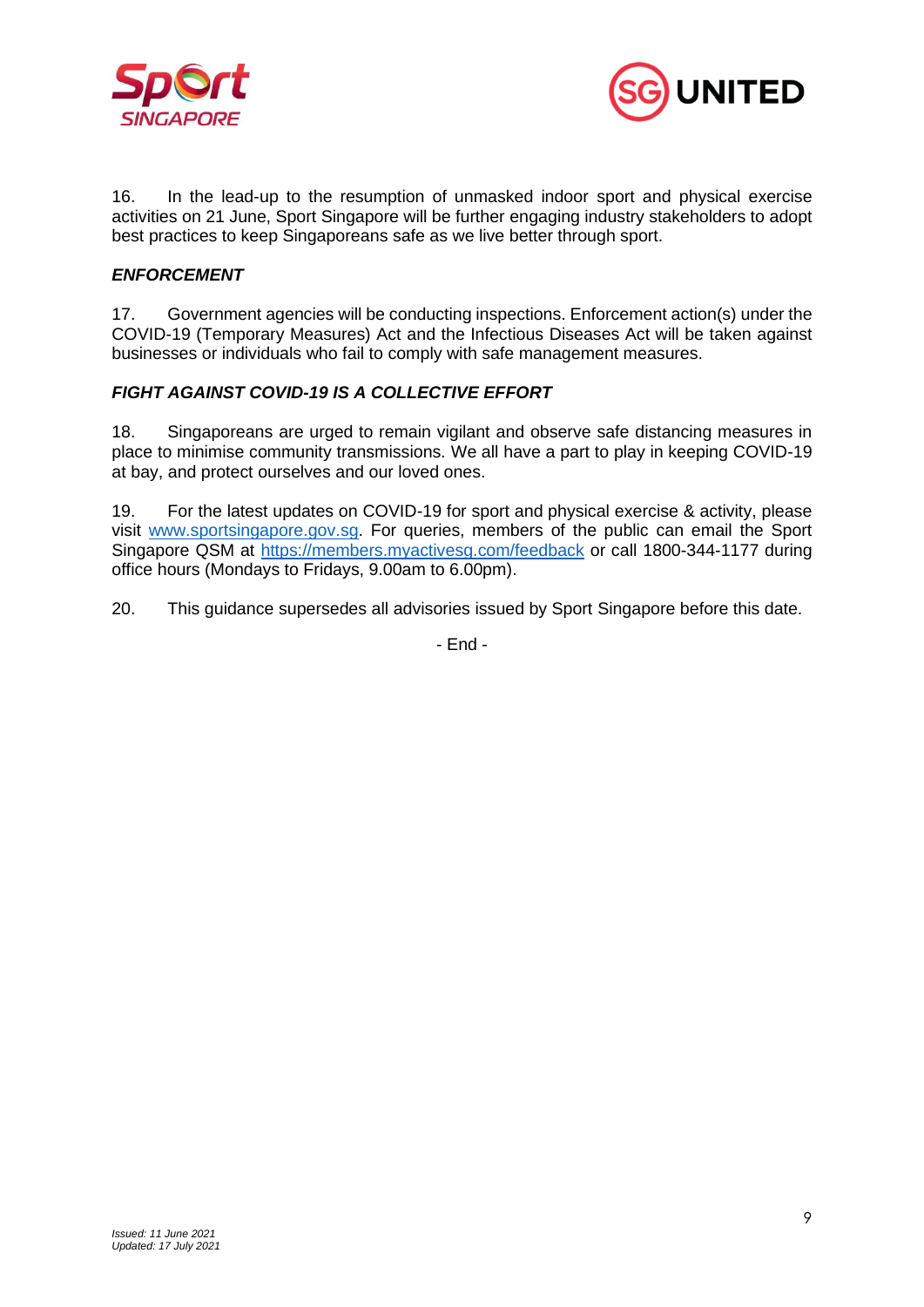16. In the lead-up to the resumption of unmasked indoor sport and physical exercise activities on 21 June, Sport Singapore will be further engaging industry stakeholders to adopt best practices to keep Singaporeans safe as we live better through sport.

***ENFORCEMENT***

17. Government agencies will be conducting inspections. Enforcement action(s) under the COVID-19 (Temporary Measures) Act and the Infectious Diseases Act will be taken against businesses or individuals who fail to comply with safe management measures.

***FIGHT AGAINST COVID-19 IS A COLLECTIVE EFFORT***

18. Singaporeans are urged to remain vigilant and observe safe distancing measures in place to minimise community transmissions. We all have a part to play in keeping COVID-19 at bay, and protect ourselves and our loved ones.

19. For the latest updates on COVID-19 for sport and physical exercise & activity, please visit [www.sportsingapore.gov.sg](http://www.sportsingapore.gov.sg). For queries, members of the public can email the Sport Singapore QSM at [https://members.myactivesg.com/feedback](https://members.myactivesg.com/feedback) or call 1800-344-1177 during office hours (Mondays to Fridays, 9.00am to 6.00pm).

20. This guidance supersedes all advisories issued by Sport Singapore before this date.

- End -

*Issued: 11 June 2021*
*Updated: 17 July 2021*